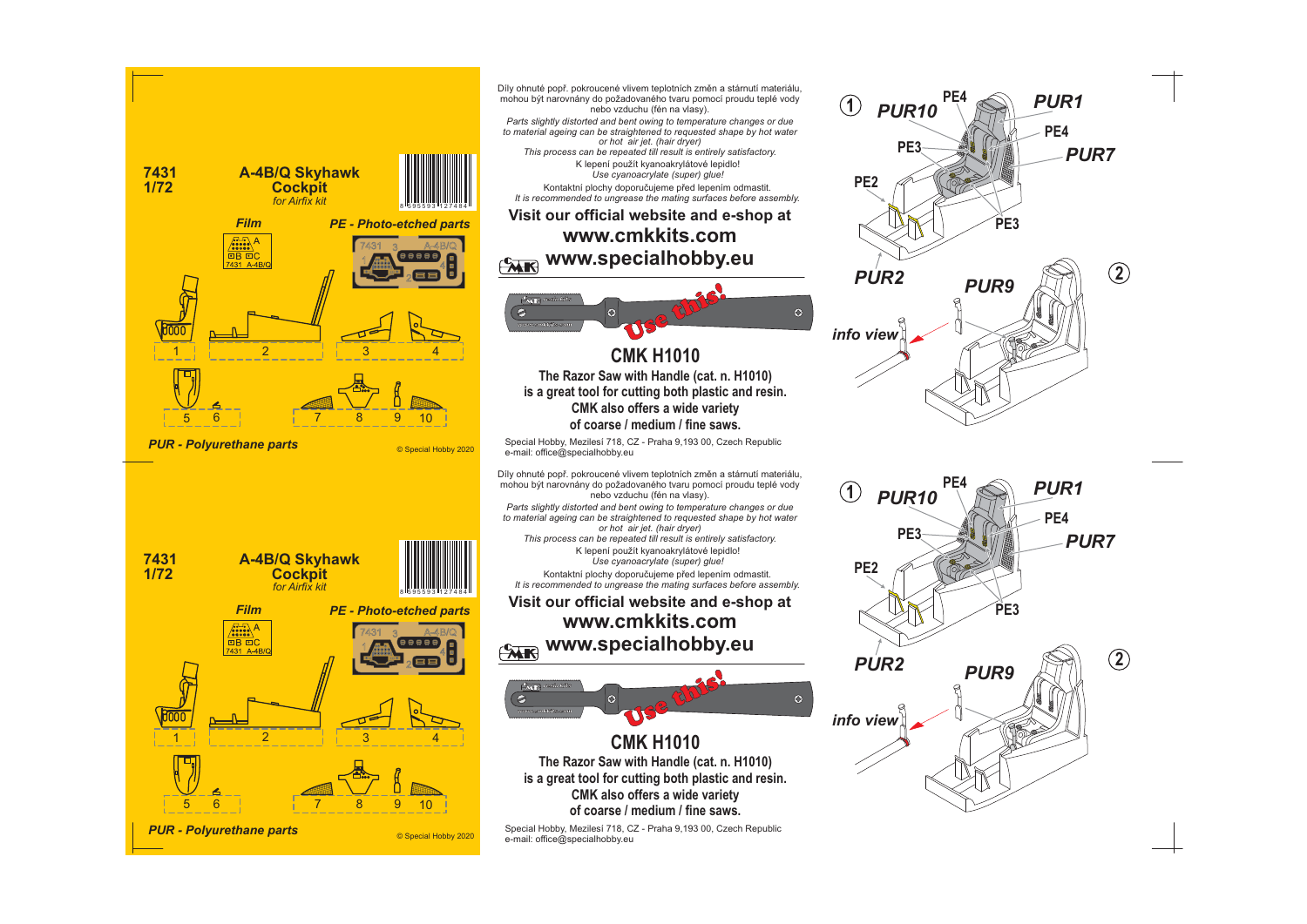# 7431 1/72

## A-4B/Q Skyhawk Cockpit

*for Airfix kit*

**Film**

**PE - Photo-etched parts**

1 2 3 4

5 6 7 8 9 10

**PUR - Polyurethane parts**

© Special Hobby 2020

Díly ohnuté popř. pokroucené vlivem teplotních změn a stárnutí materiálu, mohou být narovnány do požadovaného tvaru pomocí proudu teplé vody nebo vzduchu (fén na vlasy).

*Parts slightly distorted and bent owing to temperature changes or due to material ageing can be straightened to requested shape by hot water or hot air jet. (hair dryer)*

*This process can be repeated till result is entirely satisfactory.*

K lepení použít kyanoakrylátové lepidlo!

*Use cyanoacrylate (super) glue!*

Kontaktní plochy doporučujeme před lepením odmastit.

*It is recommended to ungrease the mating surfaces before assembly.*

**Visit our official website and e-shop at**

**www.cmkkits.com**

**www.specialhobby.eu**

*Use this!*

## CMK H1010

**The Razor Saw with Handle (cat. n. H1010) is a great tool for cutting both plastic and resin. CMK also offers a wide variety of coarse / medium / fine saws.**

Special Hobby, Mezilesí 718, CZ - Praha 9,193 00, Czech Republic
e-mail: office@specialhobby.eu

**1** PUR10, PE4, PUR1, PE4, PUR7, PE3, PE2, PE3, PUR2

**2** PUR9, info view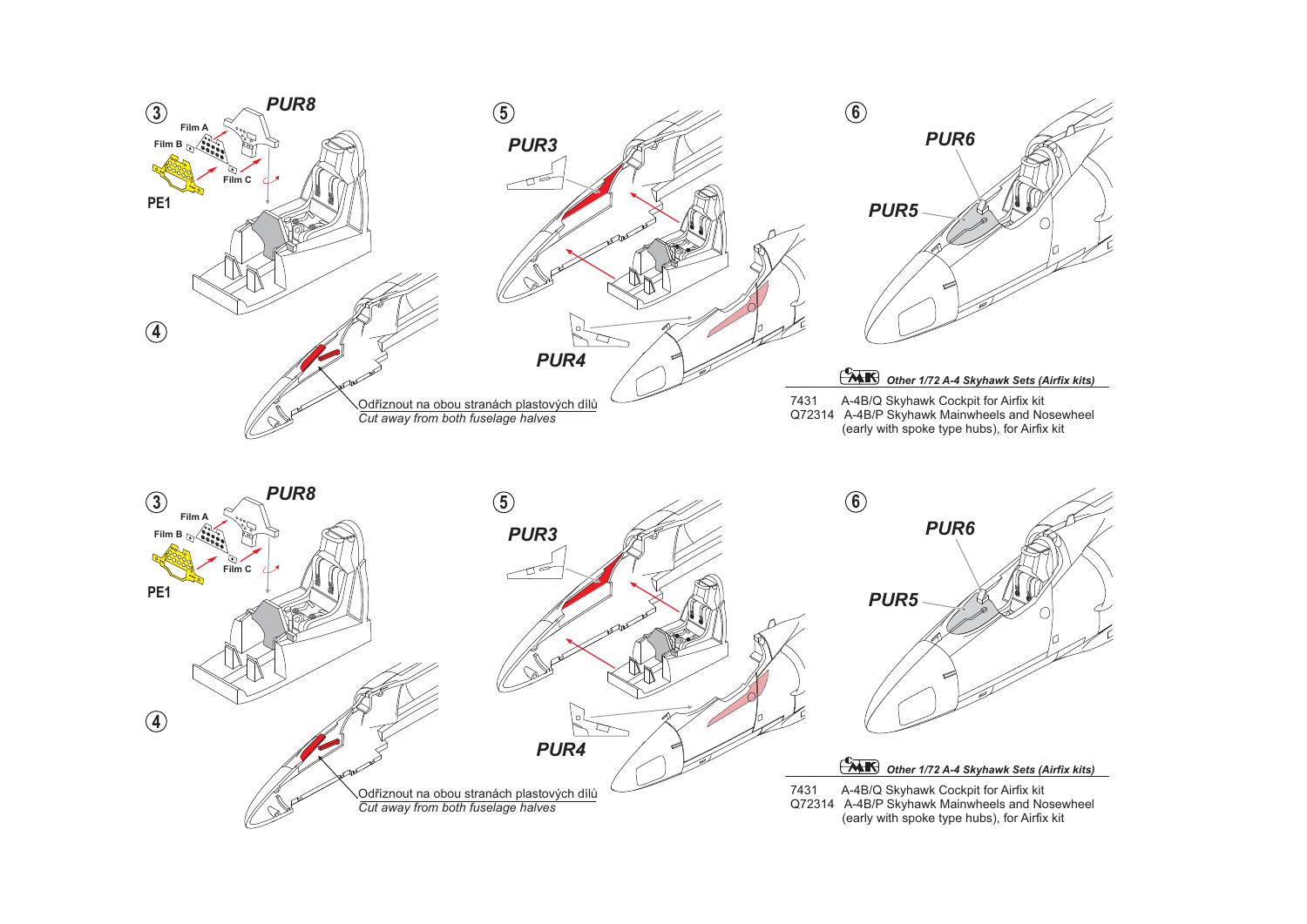3

PUR8

Film A

Film B

Film C

PE1

4

Odříznout na obou stranách plastových dílů
*Cut away from both fuselage halves*

5

PUR3

PUR4

6

PUR6

PUR5

*Other 1/72 A-4 Skyhawk Sets (Airfix kits)*

7431 A-4B/Q Skyhawk Cockpit for Airfix kit
Q72314 A-4B/P Skyhawk Mainwheels and Nosewheel (early with spoke type hubs), for Airfix kit

3

PUR8

Film A

Film B

Film C

PE1

4

Odříznout na obou stranách plastových dílů
*Cut away from both fuselage halves*

5

PUR3

PUR4

6

PUR6

PUR5

*Other 1/72 A-4 Skyhawk Sets (Airfix kits)*

7431 A-4B/Q Skyhawk Cockpit for Airfix kit
Q72314 A-4B/P Skyhawk Mainwheels and Nosewheel (early with spoke type hubs), for Airfix kit